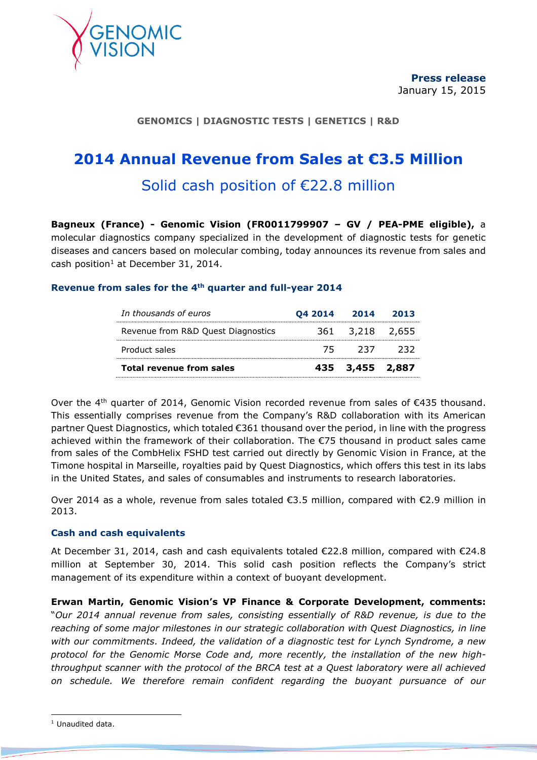**Press release**
January 15, 2015

**GENOMICS | DIAGNOSTIC TESTS | GENETICS | R&D**

# 2014 Annual Revenue from Sales at €3.5 Million

## Solid cash position of €22.8 million

**Bagneux (France) - Genomic Vision (FR0011799907 – GV / PEA-PME eligible),** a molecular diagnostics company specialized in the development of diagnostic tests for genetic diseases and cancers based on molecular combing, today announces its revenue from sales and cash position[1] at December 31, 2014.

### Revenue from sales for the 4th quarter and full-year 2014

| *In thousands of euros* | **Q4 2014** | **2014** | **2013** |
|---|---|---|---|
| Revenue from R&D Quest Diagnostics | 361 | 3,218 | 2,655 |
| Product sales | 75 | 237 | 232 |
| **Total revenue from sales** | **435** | **3,455** | **2,887** |

Over the 4th quarter of 2014, Genomic Vision recorded revenue from sales of €435 thousand. This essentially comprises revenue from the Company's R&D collaboration with its American partner Quest Diagnostics, which totaled €361 thousand over the period, in line with the progress achieved within the framework of their collaboration. The €75 thousand in product sales came from sales of the CombHelix FSHD test carried out directly by Genomic Vision in France, at the Timone hospital in Marseille, royalties paid by Quest Diagnostics, which offers this test in its labs in the United States, and sales of consumables and instruments to research laboratories.

Over 2014 as a whole, revenue from sales totaled €3.5 million, compared with €2.9 million in 2013.

### Cash and cash equivalents

At December 31, 2014, cash and cash equivalents totaled €22.8 million, compared with €24.8 million at September 30, 2014. This solid cash position reflects the Company's strict management of its expenditure within a context of buoyant development.

**Erwan Martin, Genomic Vision's VP Finance & Corporate Development, comments:** "*Our 2014 annual revenue from sales, consisting essentially of R&D revenue, is due to the reaching of some major milestones in our strategic collaboration with Quest Diagnostics, in line with our commitments. Indeed, the validation of a diagnostic test for Lynch Syndrome, a new protocol for the Genomic Morse Code and, more recently, the installation of the new high-throughput scanner with the protocol of the BRCA test at a Quest laboratory were all achieved on schedule. We therefore remain confident regarding the buoyant pursuance of our*

[1] Unaudited data.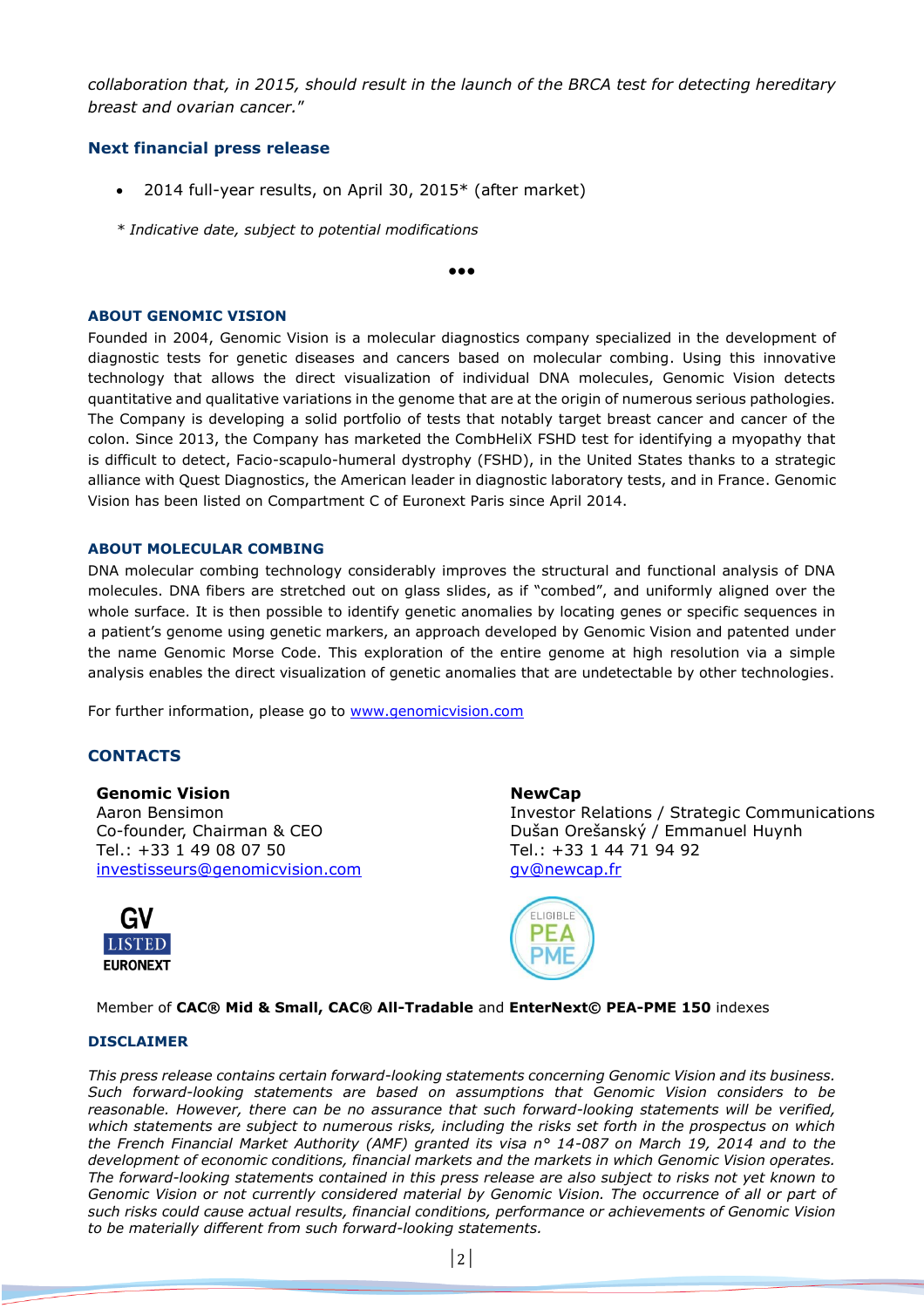*collaboration that, in 2015, should result in the launch of the BRCA test for detecting hereditary breast and ovarian cancer."*

### Next financial press release

- 2014 full-year results, on April 30, 2015* (after market)

*\* Indicative date, subject to potential modifications*

•••

#### ABOUT GENOMIC VISION

Founded in 2004, Genomic Vision is a molecular diagnostics company specialized in the development of diagnostic tests for genetic diseases and cancers based on molecular combing. Using this innovative technology that allows the direct visualization of individual DNA molecules, Genomic Vision detects quantitative and qualitative variations in the genome that are at the origin of numerous serious pathologies. The Company is developing a solid portfolio of tests that notably target breast cancer and cancer of the colon. Since 2013, the Company has marketed the CombHeliX FSHD test for identifying a myopathy that is difficult to detect, Facio-scapulo-humeral dystrophy (FSHD), in the United States thanks to a strategic alliance with Quest Diagnostics, the American leader in diagnostic laboratory tests, and in France. Genomic Vision has been listed on Compartment C of Euronext Paris since April 2014.

#### ABOUT MOLECULAR COMBING

DNA molecular combing technology considerably improves the structural and functional analysis of DNA molecules. DNA fibers are stretched out on glass slides, as if "combed", and uniformly aligned over the whole surface. It is then possible to identify genetic anomalies by locating genes or specific sequences in a patient's genome using genetic markers, an approach developed by Genomic Vision and patented under the name Genomic Morse Code. This exploration of the entire genome at high resolution via a simple analysis enables the direct visualization of genetic anomalies that are undetectable by other technologies.

For further information, please go to www.genomicvision.com

### CONTACTS

**Genomic Vision**
Aaron Bensimon
Co-founder, Chairman & CEO
Tel.: +33 1 49 08 07 50
investisseurs@genomicvision.com

**NewCap**
Investor Relations / Strategic Communications
Dušan Orešanský / Emmanuel Huynh
Tel.: +33 1 44 71 94 92
gv@newcap.fr

GV LISTED EURONEXT

ELIGIBLE PEA PME

Member of **CAC® Mid & Small, CAC® All-Tradable** and **EnterNext© PEA-PME 150** indexes

#### DISCLAIMER

*This press release contains certain forward-looking statements concerning Genomic Vision and its business. Such forward-looking statements are based on assumptions that Genomic Vision considers to be reasonable. However, there can be no assurance that such forward-looking statements will be verified, which statements are subject to numerous risks, including the risks set forth in the prospectus on which the French Financial Market Authority (AMF) granted its visa n° 14-087 on March 19, 2014 and to the development of economic conditions, financial markets and the markets in which Genomic Vision operates. The forward-looking statements contained in this press release are also subject to risks not yet known to Genomic Vision or not currently considered material by Genomic Vision. The occurrence of all or part of such risks could cause actual results, financial conditions, performance or achievements of Genomic Vision to be materially different from such forward-looking statements.*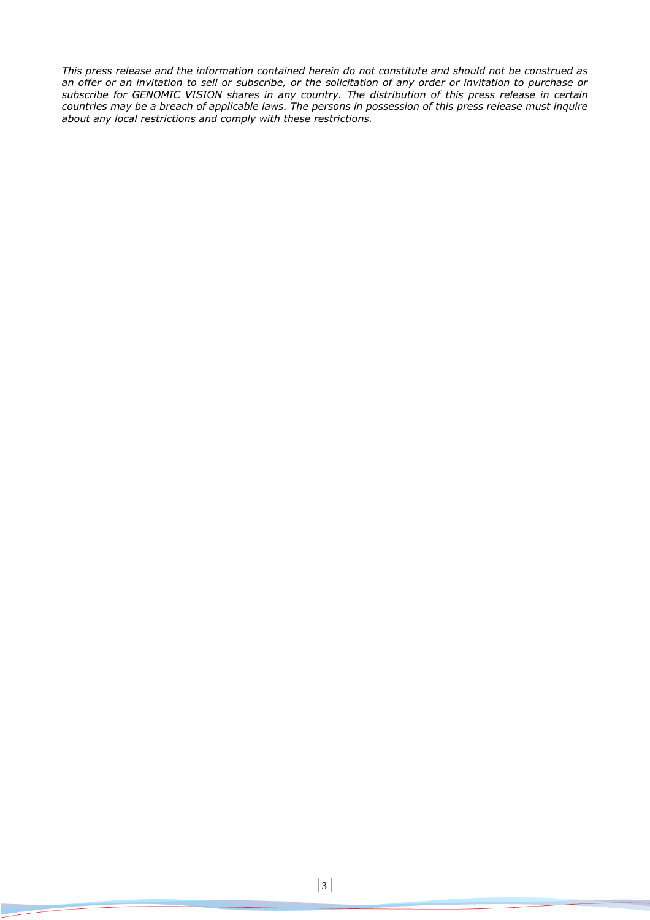*This press release and the information contained herein do not constitute and should not be construed as an offer or an invitation to sell or subscribe, or the solicitation of any order or invitation to purchase or subscribe for GENOMIC VISION shares in any country. The distribution of this press release in certain countries may be a breach of applicable laws. The persons in possession of this press release must inquire about any local restrictions and comply with these restrictions.*